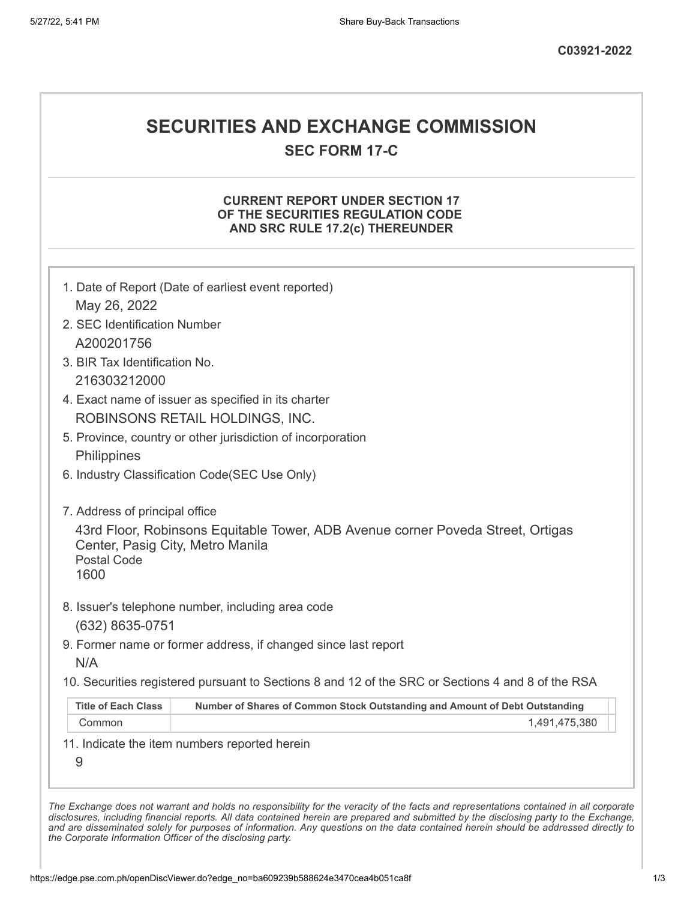C03921-2022

# SECURITIES AND EXCHANGE COMMISSION

## SEC FORM 17-C

### CURRENT REPORT UNDER SECTION 17 OF THE SECURITIES REGULATION CODE AND SRC RULE 17.2(c) THEREUNDER

1. Date of Report (Date of earliest event reported)
   May 26, 2022
2. SEC Identification Number
   A200201756
3. BIR Tax Identification No.
   216303212000
4. Exact name of issuer as specified in its charter
   ROBINSONS RETAIL HOLDINGS, INC.
5. Province, country or other jurisdiction of incorporation
   Philippines
6. Industry Classification Code(SEC Use Only)

7. Address of principal office
   43rd Floor, Robinsons Equitable Tower, ADB Avenue corner Poveda Street, Ortigas Center, Pasig City, Metro Manila
   Postal Code
   1600
8. Issuer's telephone number, including area code
   (632) 8635-0751
9. Former name or former address, if changed since last report
   N/A
10. Securities registered pursuant to Sections 8 and 12 of the SRC or Sections 4 and 8 of the RSA

| Title of Each Class | Number of Shares of Common Stock Outstanding and Amount of Debt Outstanding |
|---|---|
| Common | 1,491,475,380 |

11. Indicate the item numbers reported herein
    9

*The Exchange does not warrant and holds no responsibility for the veracity of the facts and representations contained in all corporate disclosures, including financial reports. All data contained herein are prepared and submitted by the disclosing party to the Exchange, and are disseminated solely for purposes of information. Any questions on the data contained herein should be addressed directly to the Corporate Information Officer of the disclosing party.*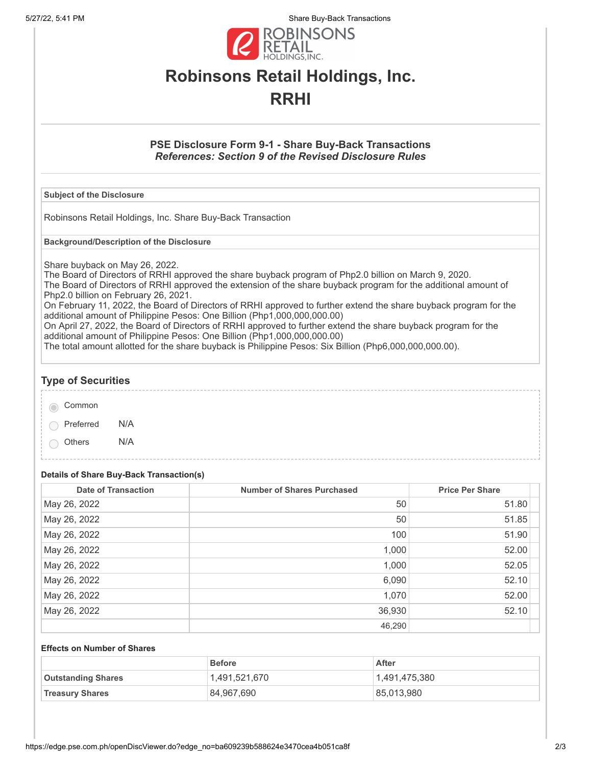ROBINSONS RETAIL HOLDINGS, INC.

# Robinsons Retail Holdings, Inc.

# RRHI

## PSE Disclosure Form 9-1 - Share Buy-Back Transactions

***References: Section 9 of the Revised Disclosure Rules***

**Subject of the Disclosure**

Robinsons Retail Holdings, Inc. Share Buy-Back Transaction

**Background/Description of the Disclosure**

Share buyback on May 26, 2022.
The Board of Directors of RRHI approved the share buyback program of Php2.0 billion on March 9, 2020.
The Board of Directors of RRHI approved the extension of the share buyback program for the additional amount of Php2.0 billion on February 26, 2021.
On February 11, 2022, the Board of Directors of RRHI approved to further extend the share buyback program for the additional amount of Philippine Pesos: One Billion (Php1,000,000,000.00)
On April 27, 2022, the Board of Directors of RRHI approved to further extend the share buyback program for the additional amount of Philippine Pesos: One Billion (Php1,000,000,000.00)
The total amount allotted for the share buyback is Philippine Pesos: Six Billion (Php6,000,000,000.00).

## Type of Securities

- (●) Common
- ( ) Preferred N/A
- ( ) Others N/A

**Details of Share Buy-Back Transaction(s)**

| Date of Transaction | Number of Shares Purchased | Price Per Share |
|---|---|---|
| May 26, 2022 | 50 | 51.80 |
| May 26, 2022 | 50 | 51.85 |
| May 26, 2022 | 100 | 51.90 |
| May 26, 2022 | 1,000 | 52.00 |
| May 26, 2022 | 1,000 | 52.05 |
| May 26, 2022 | 6,090 | 52.10 |
| May 26, 2022 | 1,070 | 52.00 |
| May 26, 2022 | 36,930 | 52.10 |
| | 46,290 | |

**Effects on Number of Shares**

| | Before | After |
|---|---|---|
| **Outstanding Shares** | 1,491,521,670 | 1,491,475,380 |
| **Treasury Shares** | 84,967,690 | 85,013,980 |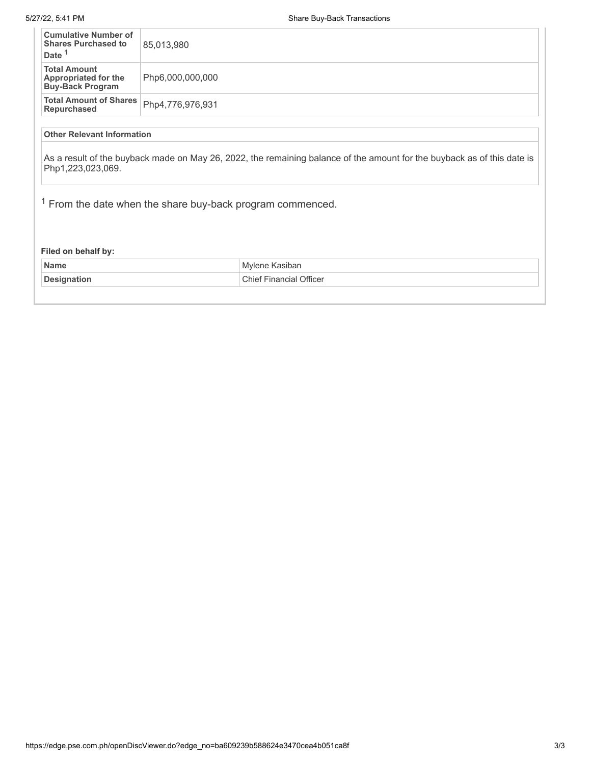| | |
|---|---|
| **Cumulative Number of Shares Purchased to Date** [1] | 85,013,980 |
| **Total Amount Appropriated for the Buy-Back Program** | Php6,000,000,000 |
| **Total Amount of Shares Repurchased** | Php4,776,976,931 |

**Other Relevant Information**

As a result of the buyback made on May 26, 2022, the remaining balance of the amount for the buyback as of this date is Php1,223,023,069.

[1] From the date when the share buy-back program commenced.

**Filed on behalf by:**

| | |
|---|---|
| **Name** | Mylene Kasiban |
| **Designation** | Chief Financial Officer |